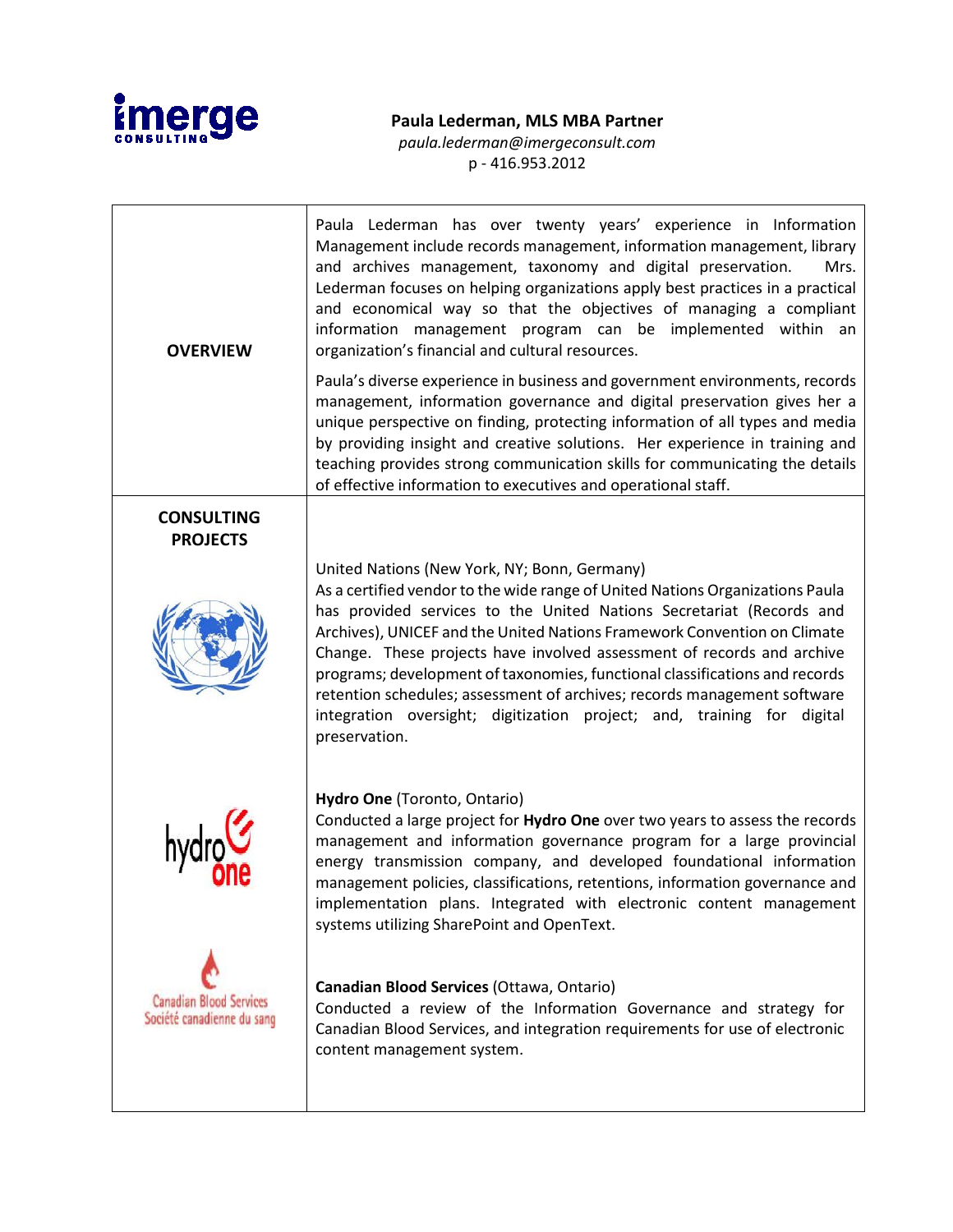**Paula Lederman, MLS MBA Partner**

*paula.lederman@imergeconsult.com*

p - 416.953.2012

| | |
|---|---|
| **OVERVIEW** | Paula Lederman has over twenty years' experience in Information Management include records management, information management, library and archives management, taxonomy and digital preservation. Mrs. Lederman focuses on helping organizations apply best practices in a practical and economical way so that the objectives of managing a compliant information management program can be implemented within an organization's financial and cultural resources.<br><br>Paula's diverse experience in business and government environments, records management, information governance and digital preservation gives her a unique perspective on finding, protecting information of all types and media by providing insight and creative solutions. Her experience in training and teaching provides strong communication skills for communicating the details of effective information to executives and operational staff. |
| **CONSULTING PROJECTS** | United Nations (New York, NY; Bonn, Germany)<br>As a certified vendor to the wide range of United Nations Organizations Paula has provided services to the United Nations Secretariat (Records and Archives), UNICEF and the United Nations Framework Convention on Climate Change. These projects have involved assessment of records and archive programs; development of taxonomies, functional classifications and records retention schedules; assessment of archives; records management software integration oversight; digitization project; and, training for digital preservation.<br><br>**Hydro One** (Toronto, Ontario)<br>Conducted a large project for **Hydro One** over two years to assess the records management and information governance program for a large provincial energy transmission company, and developed foundational information management policies, classifications, retentions, information governance and implementation plans. Integrated with electronic content management systems utilizing SharePoint and OpenText.<br><br>**Canadian Blood Services** (Ottawa, Ontario)<br>Conducted a review of the Information Governance and strategy for Canadian Blood Services, and integration requirements for use of electronic content management system. |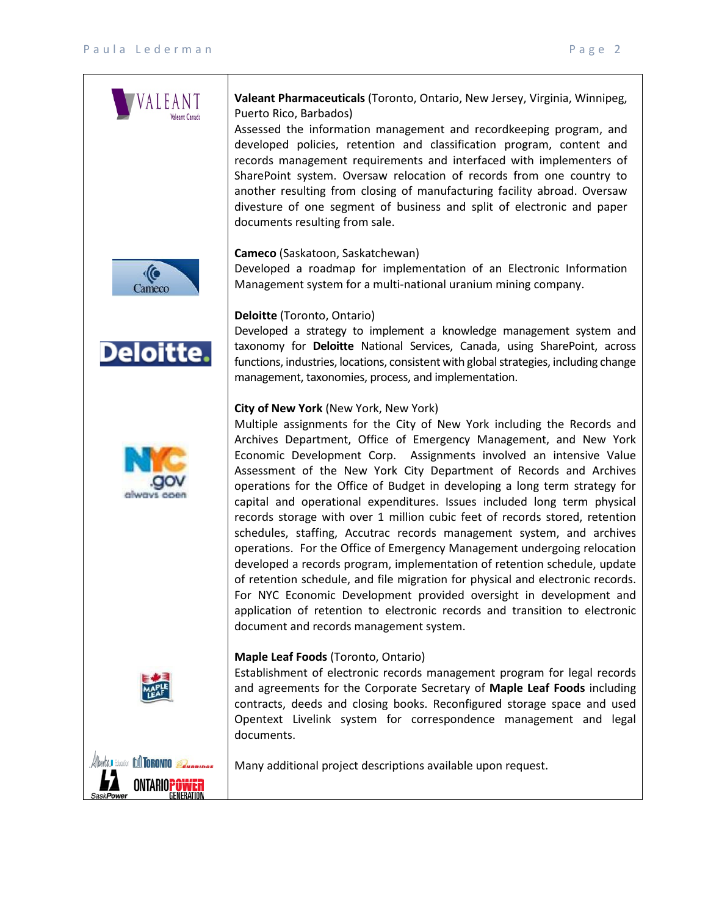**Valeant Pharmaceuticals** (Toronto, Ontario, New Jersey, Virginia, Winnipeg, Puerto Rico, Barbados)
Assessed the information management and recordkeeping program, and developed policies, retention and classification program, content and records management requirements and interfaced with implementers of SharePoint system. Oversaw relocation of records from one country to another resulting from closing of manufacturing facility abroad. Oversaw divesture of one segment of business and split of electronic and paper documents resulting from sale.

**Cameco** (Saskatoon, Saskatchewan)
Developed a roadmap for implementation of an Electronic Information Management system for a multi-national uranium mining company.

**Deloitte** (Toronto, Ontario)
Developed a strategy to implement a knowledge management system and taxonomy for **Deloitte** National Services, Canada, using SharePoint, across functions, industries, locations, consistent with global strategies, including change management, taxonomies, process, and implementation.

**City of New York** (New York, New York)
Multiple assignments for the City of New York including the Records and Archives Department, Office of Emergency Management, and New York Economic Development Corp. Assignments involved an intensive Value Assessment of the New York City Department of Records and Archives operations for the Office of Budget in developing a long term strategy for capital and operational expenditures. Issues included long term physical records storage with over 1 million cubic feet of records stored, retention schedules, staffing, Accutrac records management system, and archives operations. For the Office of Emergency Management undergoing relocation developed a records program, implementation of retention schedule, update of retention schedule, and file migration for physical and electronic records. For NYC Economic Development provided oversight in development and application of retention to electronic records and transition to electronic document and records management system.

**Maple Leaf Foods** (Toronto, Ontario)
Establishment of electronic records management program for legal records and agreements for the Corporate Secretary of **Maple Leaf Foods** including contracts, deeds and closing books. Reconfigured storage space and used Opentext Livelink system for correspondence management and legal documents.

Many additional project descriptions available upon request.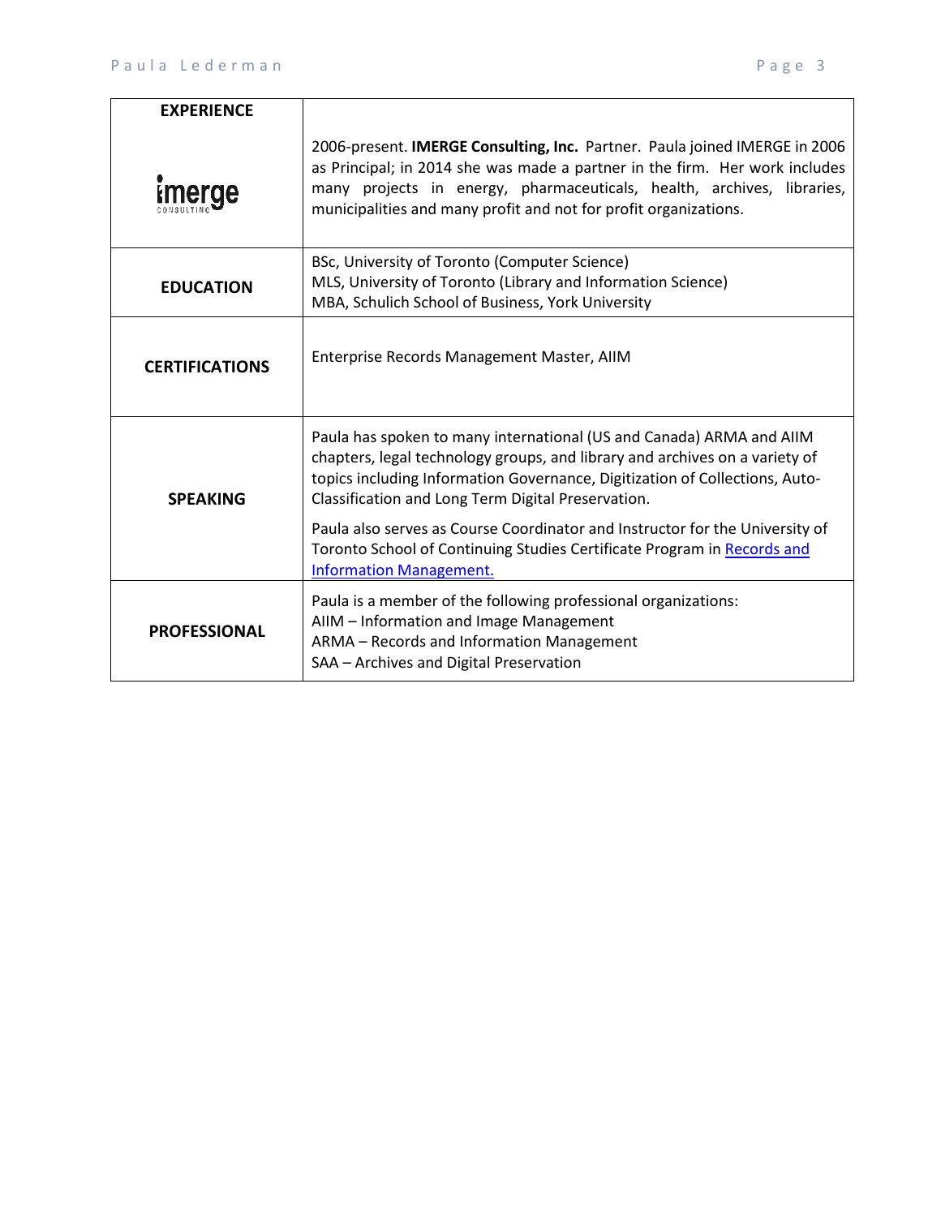| | |
|---|---|
| **EXPERIENCE** | 2006-present. **IMERGE Consulting, Inc.** Partner. Paula joined IMERGE in 2006 as Principal; in 2014 she was made a partner in the firm. Her work includes many projects in energy, pharmaceuticals, health, archives, libraries, municipalities and many profit and not for profit organizations. |
| **EDUCATION** | BSc, University of Toronto (Computer Science)<br>MLS, University of Toronto (Library and Information Science)<br>MBA, Schulich School of Business, York University |
| **CERTIFICATIONS** | Enterprise Records Management Master, AIIM |
| **SPEAKING** | Paula has spoken to many international (US and Canada) ARMA and AIIM chapters, legal technology groups, and library and archives on a variety of topics including Information Governance, Digitization of Collections, Auto-Classification and Long Term Digital Preservation.<br><br>Paula also serves as Course Coordinator and Instructor for the University of Toronto School of Continuing Studies Certificate Program in Records and Information Management. |
| **PROFESSIONAL** | Paula is a member of the following professional organizations:<br>AIIM – Information and Image Management<br>ARMA – Records and Information Management<br>SAA – Archives and Digital Preservation |